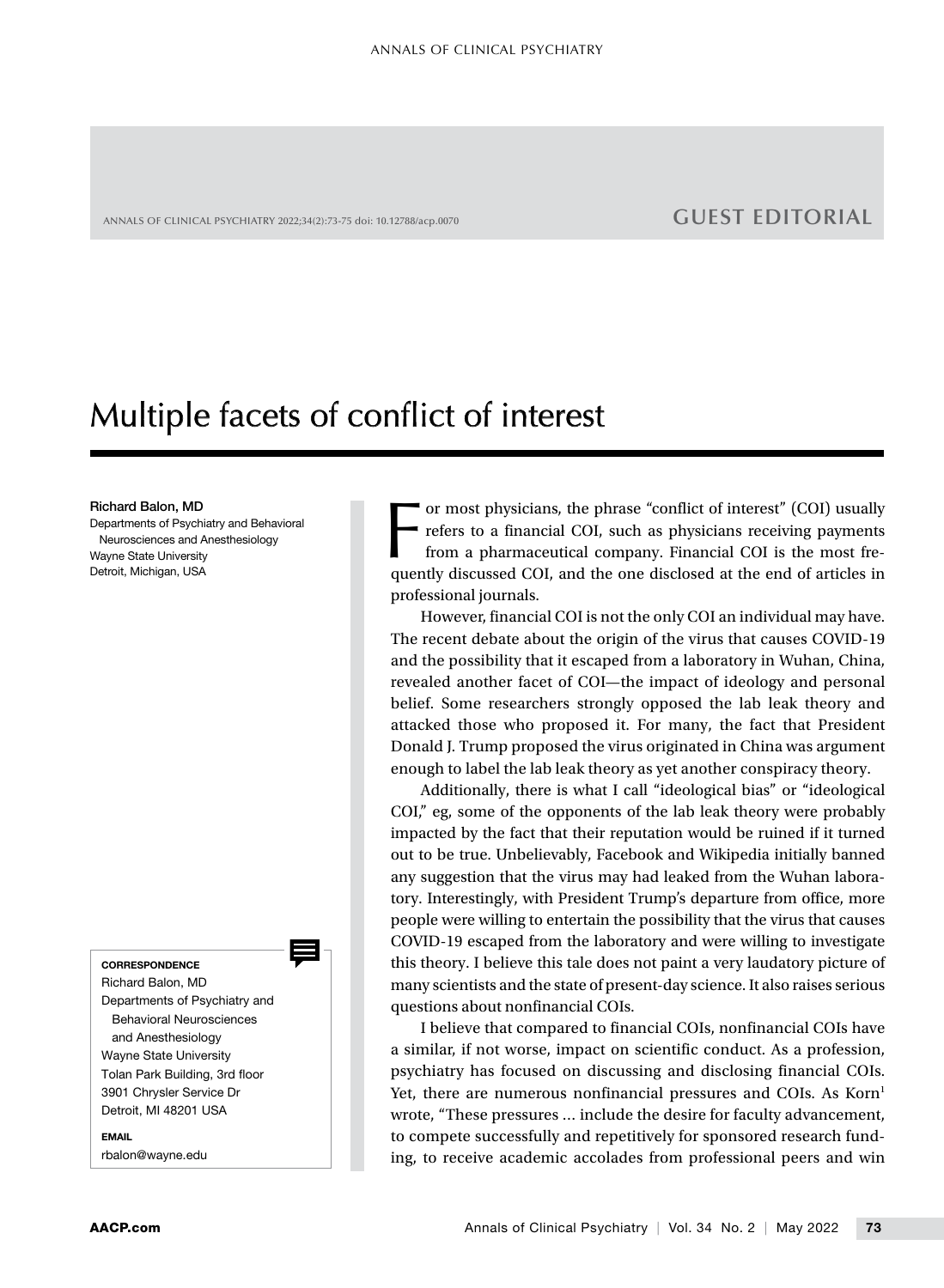GUEST EDITORIAL

# Multiple facets of conflict of interest

**Richard Balon, MD**
Departments of Psychiatry and Behavioral Neurosciences and Anesthesiology
Wayne State University
Detroit, Michigan, USA

For most physicians, the phrase "conflict of interest" (COI) usually refers to a financial COI, such as physicians receiving payments from a pharmaceutical company. Financial COI is the most frequently discussed COI, and the one disclosed at the end of articles in professional journals.

However, financial COI is not the only COI an individual may have. The recent debate about the origin of the virus that causes COVID-19 and the possibility that it escaped from a laboratory in Wuhan, China, revealed another facet of COI—the impact of ideology and personal belief. Some researchers strongly opposed the lab leak theory and attacked those who proposed it. For many, the fact that President Donald J. Trump proposed the virus originated in China was argument enough to label the lab leak theory as yet another conspiracy theory.

Additionally, there is what I call "ideological bias" or "ideological COI," eg, some of the opponents of the lab leak theory were probably impacted by the fact that their reputation would be ruined if it turned out to be true. Unbelievably, Facebook and Wikipedia initially banned any suggestion that the virus may had leaked from the Wuhan laboratory. Interestingly, with President Trump's departure from office, more people were willing to entertain the possibility that the virus that causes COVID-19 escaped from the laboratory and were willing to investigate this theory. I believe this tale does not paint a very laudatory picture of many scientists and the state of present-day science. It also raises serious questions about nonfinancial COIs.

I believe that compared to financial COIs, nonfinancial COIs have a similar, if not worse, impact on scientific conduct. As a profession, psychiatry has focused on discussing and disclosing financial COIs. Yet, there are numerous nonfinancial pressures and COIs. As Korn[1] wrote, "These pressures … include the desire for faculty advancement, to compete successfully and repetitively for sponsored research funding, to receive academic accolades from professional peers and win

**CORRESPONDENCE**
Richard Balon, MD
Departments of Psychiatry and Behavioral Neurosciences and Anesthesiology
Wayne State University
Tolan Park Building, 3rd floor
3901 Chrysler Service Dr
Detroit, MI 48201 USA

**EMAIL**
rbalon@wayne.edu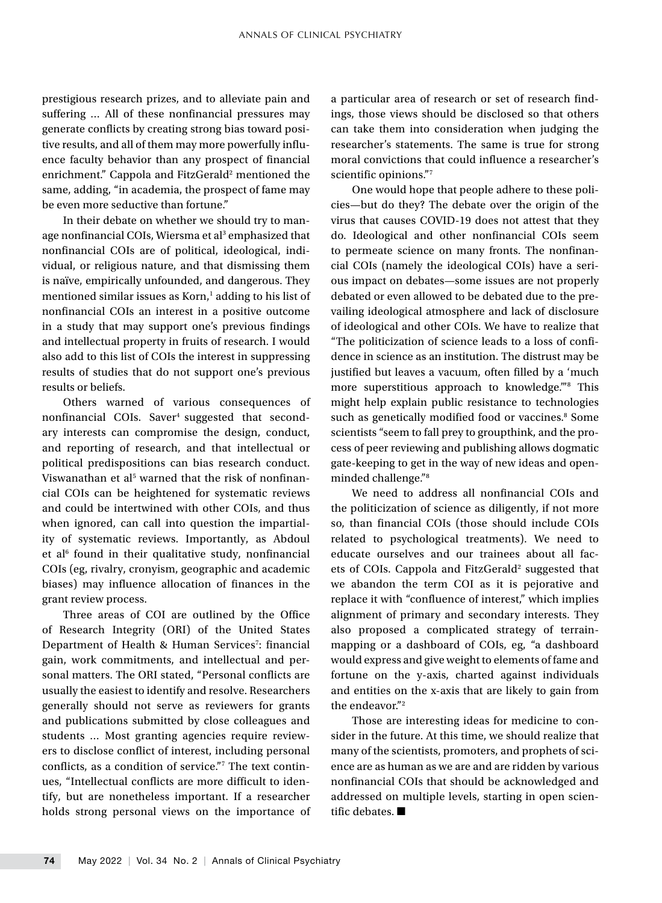prestigious research prizes, and to alleviate pain and suffering ... All of these nonfinancial pressures may generate conflicts by creating strong bias toward positive results, and all of them may more powerfully influence faculty behavior than any prospect of financial enrichment." Cappola and FitzGerald[2] mentioned the same, adding, "in academia, the prospect of fame may be even more seductive than fortune."

In their debate on whether we should try to manage nonfinancial COIs, Wiersma et al[3] emphasized that nonfinancial COIs are of political, ideological, individual, or religious nature, and that dismissing them is naïve, empirically unfounded, and dangerous. They mentioned similar issues as Korn,[1] adding to his list of nonfinancial COIs an interest in a positive outcome in a study that may support one's previous findings and intellectual property in fruits of research. I would also add to this list of COIs the interest in suppressing results of studies that do not support one's previous results or beliefs.

Others warned of various consequences of nonfinancial COIs. Saver[4] suggested that secondary interests can compromise the design, conduct, and reporting of research, and that intellectual or political predispositions can bias research conduct. Viswanathan et al[5] warned that the risk of nonfinancial COIs can be heightened for systematic reviews and could be intertwined with other COIs, and thus when ignored, can call into question the impartiality of systematic reviews. Importantly, as Abdoul et al[6] found in their qualitative study, nonfinancial COIs (eg, rivalry, cronyism, geographic and academic biases) may influence allocation of finances in the grant review process.

Three areas of COI are outlined by the Office of Research Integrity (ORI) of the United States Department of Health & Human Services[7]: financial gain, work commitments, and intellectual and personal matters. The ORI stated, "Personal conflicts are usually the easiest to identify and resolve. Researchers generally should not serve as reviewers for grants and publications submitted by close colleagues and students ... Most granting agencies require reviewers to disclose conflict of interest, including personal conflicts, as a condition of service."[7] The text continues, "Intellectual conflicts are more difficult to identify, but are nonetheless important. If a researcher holds strong personal views on the importance of a particular area of research or set of research findings, those views should be disclosed so that others can take them into consideration when judging the researcher's statements. The same is true for strong moral convictions that could influence a researcher's scientific opinions."[7]

One would hope that people adhere to these policies—but do they? The debate over the origin of the virus that causes COVID-19 does not attest that they do. Ideological and other nonfinancial COIs seem to permeate science on many fronts. The nonfinancial COIs (namely the ideological COIs) have a serious impact on debates—some issues are not properly debated or even allowed to be debated due to the prevailing ideological atmosphere and lack of disclosure of ideological and other COIs. We have to realize that "The politicization of science leads to a loss of confidence in science as an institution. The distrust may be justified but leaves a vacuum, often filled by a 'much more superstitious approach to knowledge.'"[8] This might help explain public resistance to technologies such as genetically modified food or vaccines.[8] Some scientists "seem to fall prey to groupthink, and the process of peer reviewing and publishing allows dogmatic gate-keeping to get in the way of new ideas and open-minded challenge."[8]

We need to address all nonfinancial COIs and the politicization of science as diligently, if not more so, than financial COIs (those should include COIs related to psychological treatments). We need to educate ourselves and our trainees about all facets of COIs. Cappola and FitzGerald[2] suggested that we abandon the term COI as it is pejorative and replace it with "confluence of interest," which implies alignment of primary and secondary interests. They also proposed a complicated strategy of terrain-mapping or a dashboard of COIs, eg, "a dashboard would express and give weight to elements of fame and fortune on the y-axis, charted against individuals and entities on the x-axis that are likely to gain from the endeavor."[2]

Those are interesting ideas for medicine to consider in the future. At this time, we should realize that many of the scientists, promoters, and prophets of science are as human as we are and are ridden by various nonfinancial COIs that should be acknowledged and addressed on multiple levels, starting in open scientific debates. ■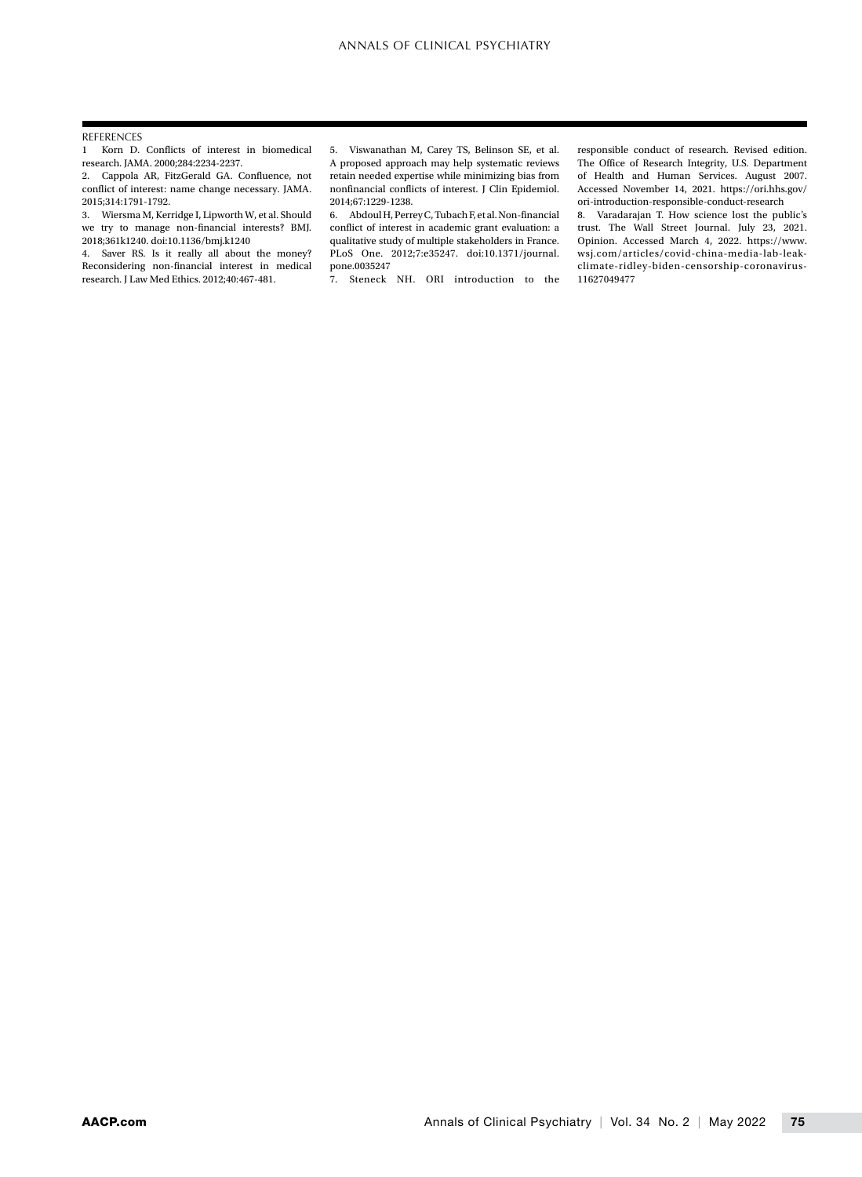## REFERENCES

1 Korn D. Conflicts of interest in biomedical research. JAMA. 2000;284:2234-2237.

2. Cappola AR, FitzGerald GA. Confluence, not conflict of interest: name change necessary. JAMA. 2015;314:1791-1792.

3. Wiersma M, Kerridge I, Lipworth W, et al. Should we try to manage non-financial interests? BMJ. 2018;361k1240. doi:10.1136/bmj.k1240

4. Saver RS. Is it really all about the money? Reconsidering non-financial interest in medical research. J Law Med Ethics. 2012;40:467-481.

5. Viswanathan M, Carey TS, Belinson SE, et al. A proposed approach may help systematic reviews retain needed expertise while minimizing bias from nonfinancial conflicts of interest. J Clin Epidemiol. 2014;67:1229-1238.

6. Abdoul H, Perrey C, Tubach F, et al. Non-financial conflict of interest in academic grant evaluation: a qualitative study of multiple stakeholders in France. PLoS One. 2012;7:e35247. doi:10.1371/journal.pone.0035247

7. Steneck NH. ORI introduction to the responsible conduct of research. Revised edition. The Office of Research Integrity, U.S. Department of Health and Human Services. August 2007. Accessed November 14, 2021. https://ori.hhs.gov/ori-introduction-responsible-conduct-research

8. Varadarajan T. How science lost the public's trust. The Wall Street Journal. July 23, 2021. Opinion. Accessed March 4, 2022. https://www.wsj.com/articles/covid-china-media-lab-leak-climate-ridley-biden-censorship-coronavirus-11627049477